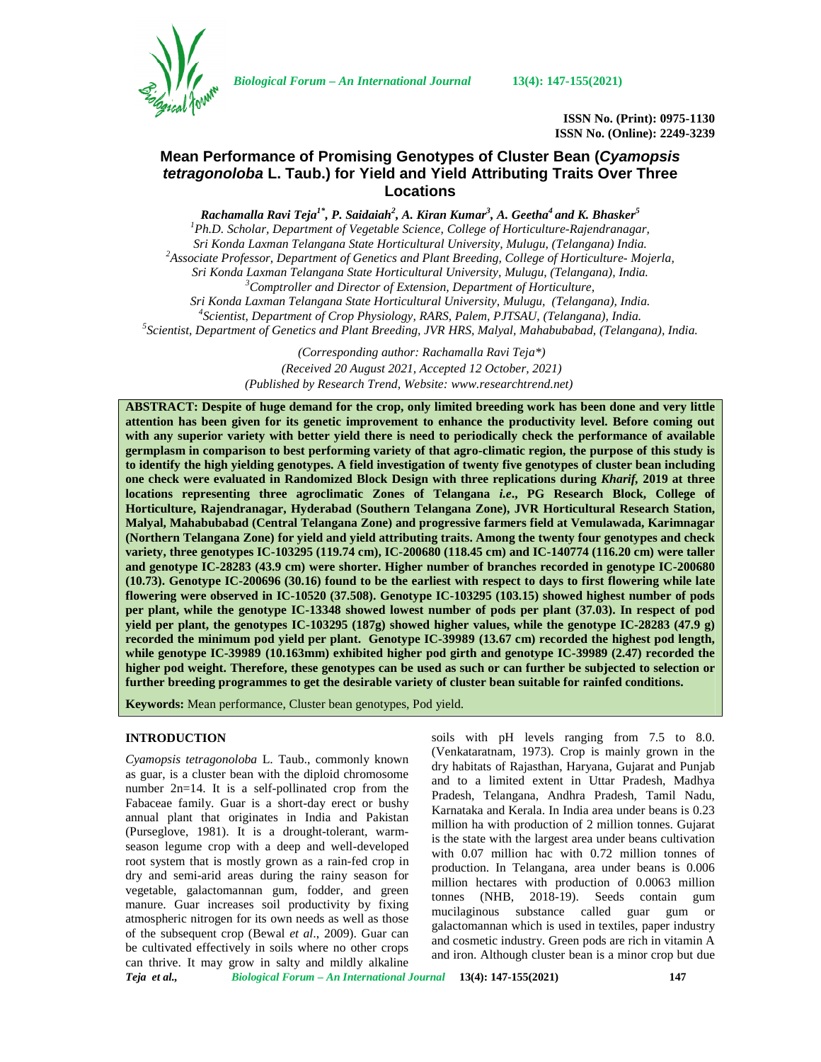ISSN No. (Print): 0975-1130
ISSN No. (Online): 2249-3239

# Mean Performance of Promising Genotypes of Cluster Bean (*Cyamopsis tetragonoloba* L. Taub.) for Yield and Yield Attributing Traits Over Three Locations

***Rachamalla Ravi Teja[1*], P. Saidaiah[2], A. Kiran Kumar[3], A. Geetha[4] and K. Bhasker[5]***

[1]*Ph.D. Scholar, Department of Vegetable Science, College of Horticulture-Rajendranagar, Sri Konda Laxman Telangana State Horticultural University, Mulugu, (Telangana) India.*
[2]*Associate Professor, Department of Genetics and Plant Breeding, College of Horticulture- Mojerla, Sri Konda Laxman Telangana State Horticultural University, Mulugu, (Telangana), India.*
[3]*Comptroller and Director of Extension, Department of Horticulture, Sri Konda Laxman Telangana State Horticultural University, Mulugu, (Telangana), India.*
[4]*Scientist, Department of Crop Physiology, RARS, Palem, PJTSAU, (Telangana), India.*
[5]*Scientist, Department of Genetics and Plant Breeding, JVR HRS, Malyal, Mahabubabad, (Telangana), India.*

*(Corresponding author: Rachamalla Ravi Teja\*)*
*(Received 20 August 2021, Accepted 12 October, 2021)*
*(Published by Research Trend, Website: www.researchtrend.net)*

**ABSTRACT: Despite of huge demand for the crop, only limited breeding work has been done and very little attention has been given for its genetic improvement to enhance the productivity level. Before coming out with any superior variety with better yield there is need to periodically check the performance of available germplasm in comparison to best performing variety of that agro-climatic region, the purpose of this study is to identify the high yielding genotypes. A field investigation of twenty five genotypes of cluster bean including one check were evaluated in Randomized Block Design with three replications during *Kharif*, 2019 at three locations representing three agroclimatic Zones of Telangana *i.e*., PG Research Block, College of Horticulture, Rajendranagar, Hyderabad (Southern Telangana Zone), JVR Horticultural Research Station, Malyal, Mahabubabad (Central Telangana Zone) and progressive farmers field at Vemulawada, Karimnagar (Northern Telangana Zone) for yield and yield attributing traits. Among the twenty four genotypes and check variety, three genotypes IC-103295 (119.74 cm), IC-200680 (118.45 cm) and IC-140774 (116.20 cm) were taller and genotype IC-28283 (43.9 cm) were shorter. Higher number of branches recorded in genotype IC-200680 (10.73). Genotype IC-200696 (30.16) found to be the earliest with respect to days to first flowering while late flowering were observed in IC-10520 (37.508). Genotype IC-103295 (103.15) showed highest number of pods per plant, while the genotype IC-13348 showed lowest number of pods per plant (37.03). In respect of pod yield per plant, the genotypes IC-103295 (187g) showed higher values, while the genotype IC-28283 (47.9 g) recorded the minimum pod yield per plant. Genotype IC-39989 (13.67 cm) recorded the highest pod length, while genotype IC-39989 (10.163mm) exhibited higher pod girth and genotype IC-39989 (2.47) recorded the higher pod weight. Therefore, these genotypes can be used as such or can further be subjected to selection or further breeding programmes to get the desirable variety of cluster bean suitable for rainfed conditions.**

**Keywords:** Mean performance, Cluster bean genotypes, Pod yield.

## INTRODUCTION

*Cyamopsis tetragonoloba* L. Taub., commonly known as guar, is a cluster bean with the diploid chromosome number 2n=14. It is a self-pollinated crop from the Fabaceae family. Guar is a short-day erect or bushy annual plant that originates in India and Pakistan (Purseglove, 1981). It is a drought-tolerant, warm-season legume crop with a deep and well-developed root system that is mostly grown as a rain-fed crop in dry and semi-arid areas during the rainy season for vegetable, galactomannan gum, fodder, and green manure. Guar increases soil productivity by fixing atmospheric nitrogen for its own needs as well as those of the subsequent crop (Bewal *et al*., 2009). Guar can be cultivated effectively in soils where no other crops can thrive. It may grow in salty and mildly alkaline soils with pH levels ranging from 7.5 to 8.0. (Venkataratnam, 1973). Crop is mainly grown in the dry habitats of Rajasthan, Haryana, Gujarat and Punjab and to a limited extent in Uttar Pradesh, Madhya Pradesh, Telangana, Andhra Pradesh, Tamil Nadu, Karnataka and Kerala. In India area under beans is 0.23 million ha with production of 2 million tonnes. Gujarat is the state with the largest area under beans cultivation with 0.07 million hac with 0.72 million tonnes of production. In Telangana, area under beans is 0.006 million hectares with production of 0.0063 million tonnes (NHB, 2018-19). Seeds contain gum mucilaginous substance called guar gum or galactomannan which is used in textiles, paper industry and cosmetic industry. Green pods are rich in vitamin A and iron. Although cluster bean is a minor crop but due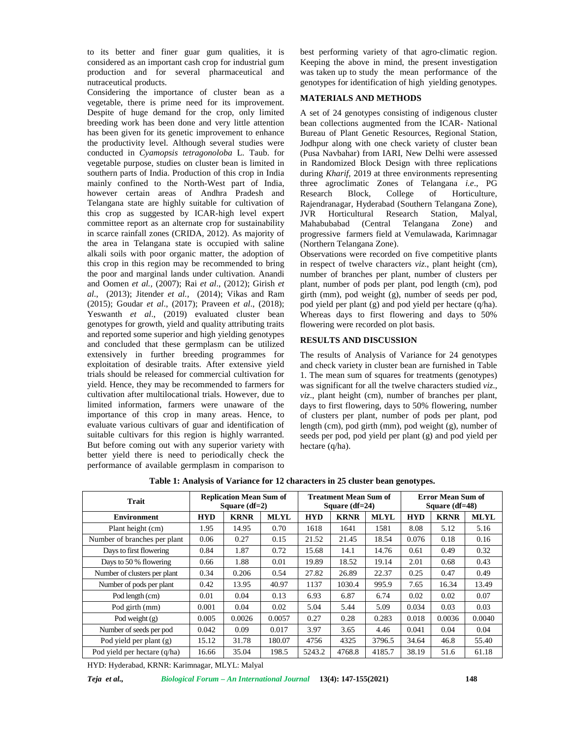to its better and finer guar gum qualities, it is considered as an important cash crop for industrial gum production and for several pharmaceutical and nutraceutical products.

Considering the importance of cluster bean as a vegetable, there is prime need for its improvement. Despite of huge demand for the crop, only limited breeding work has been done and very little attention has been given for its genetic improvement to enhance the productivity level. Although several studies were conducted in *Cyamopsis tetragonoloba* L. Taub. for vegetable purpose, studies on cluster bean is limited in southern parts of India. Production of this crop in India mainly confined to the North-West part of India, however certain areas of Andhra Pradesh and Telangana state are highly suitable for cultivation of this crop as suggested by ICAR-high level expert committee report as an alternate crop for sustainability in scarce rainfall zones (CRIDA, 2012). As majority of the area in Telangana state is occupied with saline alkali soils with poor organic matter, the adoption of this crop in this region may be recommended to bring the poor and marginal lands under cultivation. Anandi and Oomen *et al.,* (2007); Rai *et al*., (2012); Girish *et al.,* (2013); Jitender *et al.,* (2014); Vikas and Ram (2015); Goudar *et al*., (2017); Praveen *et al*., (2018); Yeswanth *et al*., (2019) evaluated cluster bean genotypes for growth, yield and quality attributing traits and reported some superior and high yielding genotypes and concluded that these germplasm can be utilized extensively in further breeding programmes for exploitation of desirable traits. After extensive yield trials should be released for commercial cultivation for yield. Hence, they may be recommended to farmers for cultivation after multilocational trials. However, due to limited information, farmers were unaware of the importance of this crop in many areas. Hence, to evaluate various cultivars of guar and identification of suitable cultivars for this region is highly warranted. But before coming out with any superior variety with better yield there is need to periodically check the performance of available germplasm in comparison to best performing variety of that agro-climatic region. Keeping the above in mind, the present investigation was taken up to study the mean performance of the genotypes for identification of high yielding genotypes.

## MATERIALS AND METHODS

A set of 24 genotypes consisting of indigenous cluster bean collections augmented from the ICAR- National Bureau of Plant Genetic Resources, Regional Station, Jodhpur along with one check variety of cluster bean (Pusa Navbahar) from IARI, New Delhi were assessed in Randomized Block Design with three replications during *Kharif*, 2019 at three environments representing three agroclimatic Zones of Telangana *i.e*., PG Research Block, College of Horticulture, Rajendranagar, Hyderabad (Southern Telangana Zone), JVR Horticultural Research Station, Malyal, Mahabubabad (Central Telangana Zone) and progressive farmers field at Vemulawada, Karimnagar (Northern Telangana Zone).

Observations were recorded on five competitive plants in respect of twelve characters *viz*., plant height (cm), number of branches per plant, number of clusters per plant, number of pods per plant, pod length (cm), pod girth (mm), pod weight (g), number of seeds per pod, pod yield per plant (g) and pod yield per hectare (q/ha). Whereas days to first flowering and days to 50% flowering were recorded on plot basis.

## RESULTS AND DISCUSSION

The results of Analysis of Variance for 24 genotypes and check variety in cluster bean are furnished in Table 1. The mean sum of squares for treatments (genotypes) was significant for all the twelve characters studied *viz*., *viz*., plant height (cm), number of branches per plant, days to first flowering, days to 50% flowering, number of clusters per plant, number of pods per plant, pod length (cm), pod girth (mm), pod weight (g), number of seeds per pod, pod yield per plant (g) and pod yield per hectare (q/ha).

**Table 1: Analysis of Variance for 12 characters in 25 cluster bean genotypes.**

| Trait | Replication Mean Sum of Square (df=2) | | | Treatment Mean Sum of Square (df=24) | | | Error Mean Sum of Square (df=48) | | |
|---|---|---|---|---|---|---|---|---|---|
| **Environment** | **HYD** | **KRNR** | **MLYL** | **HYD** | **KRNR** | **MLYL** | **HYD** | **KRNR** | **MLYL** |
| Plant height (cm) | 1.95 | 14.95 | 0.70 | 1618 | 1641 | 1581 | 8.08 | 5.12 | 5.16 |
| Number of branches per plant | 0.06 | 0.27 | 0.15 | 21.52 | 21.45 | 18.54 | 0.076 | 0.18 | 0.16 |
| Days to first flowering | 0.84 | 1.87 | 0.72 | 15.68 | 14.1 | 14.76 | 0.61 | 0.49 | 0.32 |
| Days to 50 % flowering | 0.66 | 1.88 | 0.01 | 19.89 | 18.52 | 19.14 | 2.01 | 0.68 | 0.43 |
| Number of clusters per plant | 0.34 | 0.206 | 0.54 | 27.82 | 26.89 | 22.37 | 0.25 | 0.47 | 0.49 |
| Number of pods per plant | 0.42 | 13.95 | 40.97 | 1137 | 1030.4 | 995.9 | 7.65 | 16.34 | 13.49 |
| Pod length (cm) | 0.01 | 0.04 | 0.13 | 6.93 | 6.87 | 6.74 | 0.02 | 0.02 | 0.07 |
| Pod girth (mm) | 0.001 | 0.04 | 0.02 | 5.04 | 5.44 | 5.09 | 0.034 | 0.03 | 0.03 |
| Pod weight (g) | 0.005 | 0.0026 | 0.0057 | 0.27 | 0.28 | 0.283 | 0.018 | 0.0036 | 0.0040 |
| Number of seeds per pod | 0.042 | 0.09 | 0.017 | 3.97 | 3.65 | 4.46 | 0.041 | 0.04 | 0.04 |
| Pod yield per plant (g) | 15.12 | 31.78 | 180.07 | 4756 | 4325 | 3796.5 | 34.64 | 46.8 | 55.40 |
| Pod yield per hectare (q/ha) | 16.66 | 35.04 | 198.5 | 5243.2 | 4768.8 | 4185.7 | 38.19 | 51.6 | 61.18 |

HYD: Hyderabad, KRNR: Karimnagar, MLYL: Malyal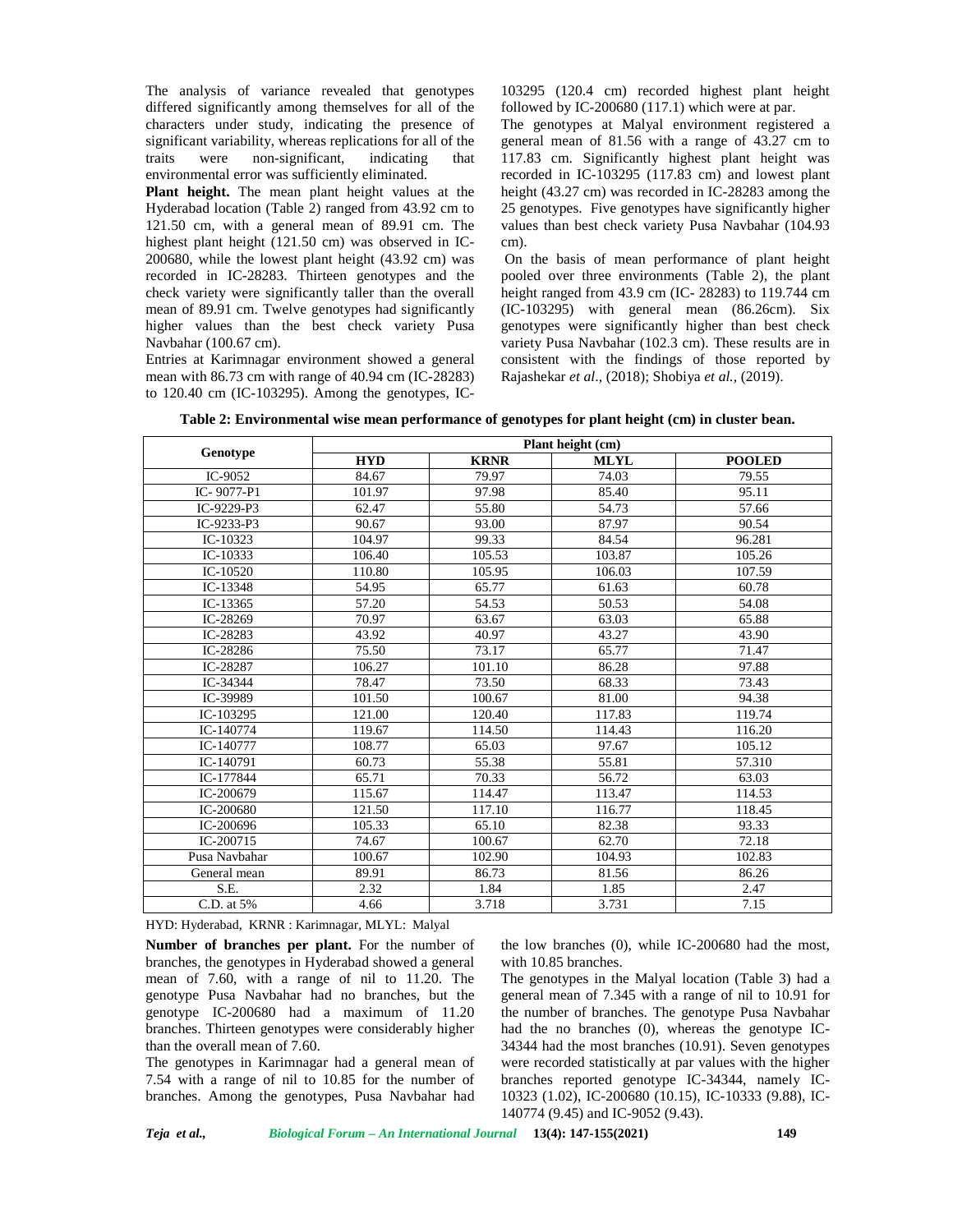The analysis of variance revealed that genotypes differed significantly among themselves for all of the characters under study, indicating the presence of significant variability, whereas replications for all of the traits were non-significant, indicating that environmental error was sufficiently eliminated.

**Plant height.** The mean plant height values at the Hyderabad location (Table 2) ranged from 43.92 cm to 121.50 cm, with a general mean of 89.91 cm. The highest plant height (121.50 cm) was observed in IC-200680, while the lowest plant height (43.92 cm) was recorded in IC-28283. Thirteen genotypes and the check variety were significantly taller than the overall mean of 89.91 cm. Twelve genotypes had significantly higher values than the best check variety Pusa Navbahar (100.67 cm).

Entries at Karimnagar environment showed a general mean with 86.73 cm with range of 40.94 cm (IC-28283) to 120.40 cm (IC-103295). Among the genotypes, IC-103295 (120.4 cm) recorded highest plant height followed by IC-200680 (117.1) which were at par.

The genotypes at Malyal environment registered a general mean of 81.56 with a range of 43.27 cm to 117.83 cm. Significantly highest plant height was recorded in IC-103295 (117.83 cm) and lowest plant height (43.27 cm) was recorded in IC-28283 among the 25 genotypes. Five genotypes have significantly higher values than best check variety Pusa Navbahar (104.93 cm).

On the basis of mean performance of plant height pooled over three environments (Table 2), the plant height ranged from 43.9 cm (IC- 28283) to 119.744 cm (IC-103295) with general mean (86.26cm). Six genotypes were significantly higher than best check variety Pusa Navbahar (102.3 cm). These results are in consistent with the findings of those reported by Rajashekar *et al*., (2018); Shobiya *et al.*, (2019).

**Table 2: Environmental wise mean performance of genotypes for plant height (cm) in cluster bean.**

| Genotype | Plant height (cm) | | | |
|---|---|---|---|---|
| | **HYD** | **KRNR** | **MLYL** | **POOLED** |
| IC-9052 | 84.67 | 79.97 | 74.03 | 79.55 |
| IC- 9077-P1 | 101.97 | 97.98 | 85.40 | 95.11 |
| IC-9229-P3 | 62.47 | 55.80 | 54.73 | 57.66 |
| IC-9233-P3 | 90.67 | 93.00 | 87.97 | 90.54 |
| IC-10323 | 104.97 | 99.33 | 84.54 | 96.281 |
| IC-10333 | 106.40 | 105.53 | 103.87 | 105.26 |
| IC-10520 | 110.80 | 105.95 | 106.03 | 107.59 |
| IC-13348 | 54.95 | 65.77 | 61.63 | 60.78 |
| IC-13365 | 57.20 | 54.53 | 50.53 | 54.08 |
| IC-28269 | 70.97 | 63.67 | 63.03 | 65.88 |
| IC-28283 | 43.92 | 40.97 | 43.27 | 43.90 |
| IC-28286 | 75.50 | 73.17 | 65.77 | 71.47 |
| IC-28287 | 106.27 | 101.10 | 86.28 | 97.88 |
| IC-34344 | 78.47 | 73.50 | 68.33 | 73.43 |
| IC-39989 | 101.50 | 100.67 | 81.00 | 94.38 |
| IC-103295 | 121.00 | 120.40 | 117.83 | 119.74 |
| IC-140774 | 119.67 | 114.50 | 114.43 | 116.20 |
| IC-140777 | 108.77 | 65.03 | 97.67 | 105.12 |
| IC-140791 | 60.73 | 55.38 | 55.81 | 57.310 |
| IC-177844 | 65.71 | 70.33 | 56.72 | 63.03 |
| IC-200679 | 115.67 | 114.47 | 113.47 | 114.53 |
| IC-200680 | 121.50 | 117.10 | 116.77 | 118.45 |
| IC-200696 | 105.33 | 65.10 | 82.38 | 93.33 |
| IC-200715 | 74.67 | 100.67 | 62.70 | 72.18 |
| Pusa Navbahar | 100.67 | 102.90 | 104.93 | 102.83 |
| General mean | 89.91 | 86.73 | 81.56 | 86.26 |
| S.E. | 2.32 | 1.84 | 1.85 | 2.47 |
| C.D. at 5% | 4.66 | 3.718 | 3.731 | 7.15 |

HYD: Hyderabad, KRNR : Karimnagar, MLYL: Malyal

**Number of branches per plant.** For the number of branches, the genotypes in Hyderabad showed a general mean of 7.60, with a range of nil to 11.20. The genotype Pusa Navbahar had no branches, but the genotype IC-200680 had a maximum of 11.20 branches. Thirteen genotypes were considerably higher than the overall mean of 7.60.

The genotypes in Karimnagar had a general mean of 7.54 with a range of nil to 10.85 for the number of branches. Among the genotypes, Pusa Navbahar had the low branches (0), while IC-200680 had the most, with 10.85 branches.

The genotypes in the Malyal location (Table 3) had a general mean of 7.345 with a range of nil to 10.91 for the number of branches. The genotype Pusa Navbahar had the no branches (0), whereas the genotype IC-34344 had the most branches (10.91). Seven genotypes were recorded statistically at par values with the higher branches reported genotype IC-34344, namely IC-10323 (1.02), IC-200680 (10.15), IC-10333 (9.88), IC-140774 (9.45) and IC-9052 (9.43).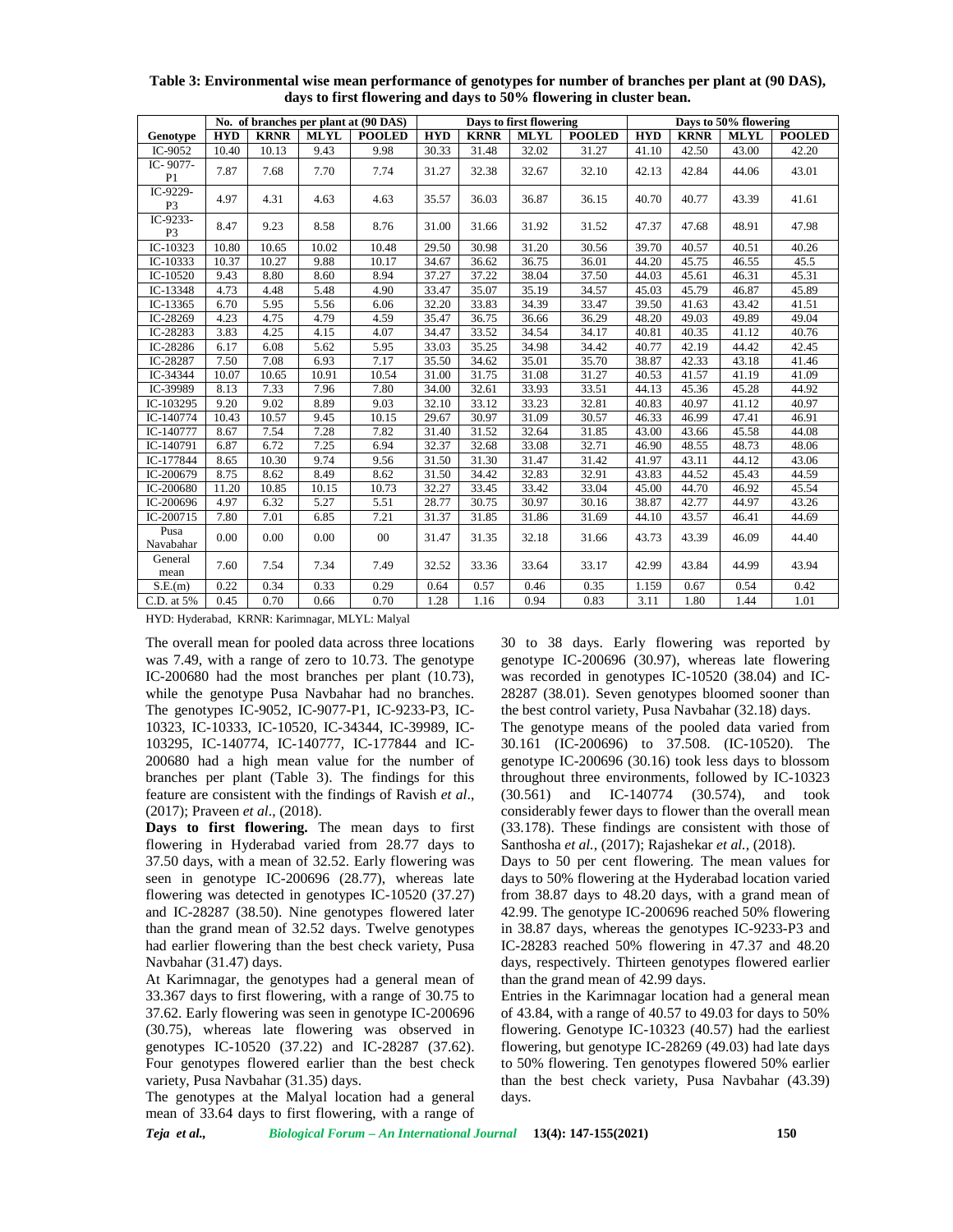**Table 3: Environmental wise mean performance of genotypes for number of branches per plant at (90 DAS), days to first flowering and days to 50% flowering in cluster bean.**

| | No. of branches per plant at (90 DAS) | | | | Days to first flowering | | | | Days to 50% flowering | | | |
|---|---|---|---|---|---|---|---|---|---|---|---|---|
| Genotype | HYD | KRNR | MLYL | POOLED | HYD | KRNR | MLYL | POOLED | HYD | KRNR | MLYL | POOLED |
| IC-9052 | 10.40 | 10.13 | 9.43 | 9.98 | 30.33 | 31.48 | 32.02 | 31.27 | 41.10 | 42.50 | 43.00 | 42.20 |
| IC- 9077-P1 | 7.87 | 7.68 | 7.70 | 7.74 | 31.27 | 32.38 | 32.67 | 32.10 | 42.13 | 42.84 | 44.06 | 43.01 |
| IC-9229-P3 | 4.97 | 4.31 | 4.63 | 4.63 | 35.57 | 36.03 | 36.87 | 36.15 | 40.70 | 40.77 | 43.39 | 41.61 |
| IC-9233-P3 | 8.47 | 9.23 | 8.58 | 8.76 | 31.00 | 31.66 | 31.92 | 31.52 | 47.37 | 47.68 | 48.91 | 47.98 |
| IC-10323 | 10.80 | 10.65 | 10.02 | 10.48 | 29.50 | 30.98 | 31.20 | 30.56 | 39.70 | 40.57 | 40.51 | 40.26 |
| IC-10333 | 10.37 | 10.27 | 9.88 | 10.17 | 34.67 | 36.62 | 36.75 | 36.01 | 44.20 | 45.75 | 46.55 | 45.5 |
| IC-10520 | 9.43 | 8.80 | 8.60 | 8.94 | 37.27 | 37.22 | 38.04 | 37.50 | 44.03 | 45.61 | 46.31 | 45.31 |
| IC-13348 | 4.73 | 4.48 | 5.48 | 4.90 | 33.47 | 35.07 | 35.19 | 34.57 | 45.03 | 45.79 | 46.87 | 45.89 |
| IC-13365 | 6.70 | 5.95 | 5.56 | 6.06 | 32.20 | 33.83 | 34.39 | 33.47 | 39.50 | 41.63 | 43.42 | 41.51 |
| IC-28269 | 4.23 | 4.75 | 4.79 | 4.59 | 35.47 | 36.75 | 36.66 | 36.29 | 48.20 | 49.03 | 49.89 | 49.04 |
| IC-28283 | 3.83 | 4.25 | 4.15 | 4.07 | 34.47 | 33.52 | 34.54 | 34.17 | 40.81 | 40.35 | 41.12 | 40.76 |
| IC-28286 | 6.17 | 6.08 | 5.62 | 5.95 | 33.03 | 35.25 | 34.98 | 34.42 | 40.77 | 42.19 | 44.42 | 42.45 |
| IC-28287 | 7.50 | 7.08 | 6.93 | 7.17 | 35.50 | 34.62 | 35.01 | 35.70 | 38.87 | 42.33 | 43.18 | 41.46 |
| IC-34344 | 10.07 | 10.65 | 10.91 | 10.54 | 31.00 | 31.75 | 31.08 | 31.27 | 40.53 | 41.57 | 41.19 | 41.09 |
| IC-39989 | 8.13 | 7.33 | 7.96 | 7.80 | 34.00 | 32.61 | 33.93 | 33.51 | 44.13 | 45.36 | 45.28 | 44.92 |
| IC-103295 | 9.20 | 9.02 | 8.89 | 9.03 | 32.10 | 33.12 | 33.23 | 32.81 | 40.83 | 40.97 | 41.12 | 40.97 |
| IC-140774 | 10.43 | 10.57 | 9.45 | 10.15 | 29.67 | 30.97 | 31.09 | 30.57 | 46.33 | 46.99 | 47.41 | 46.91 |
| IC-140777 | 8.67 | 7.54 | 7.28 | 7.82 | 31.40 | 31.52 | 32.64 | 31.85 | 43.00 | 43.66 | 45.58 | 44.08 |
| IC-140791 | 6.87 | 6.72 | 7.25 | 6.94 | 32.37 | 32.68 | 33.08 | 32.71 | 46.90 | 48.55 | 48.73 | 48.06 |
| IC-177844 | 8.65 | 10.30 | 9.74 | 9.56 | 31.50 | 31.30 | 31.47 | 31.42 | 41.97 | 43.11 | 44.12 | 43.06 |
| IC-200679 | 8.75 | 8.62 | 8.49 | 8.62 | 31.50 | 34.42 | 32.83 | 32.91 | 43.83 | 44.52 | 45.43 | 44.59 |
| IC-200680 | 11.20 | 10.85 | 10.15 | 10.73 | 32.27 | 33.45 | 33.42 | 33.04 | 45.00 | 44.70 | 46.92 | 45.54 |
| IC-200696 | 4.97 | 6.32 | 5.27 | 5.51 | 28.77 | 30.75 | 30.97 | 30.16 | 38.87 | 42.77 | 44.97 | 43.26 |
| IC-200715 | 7.80 | 7.01 | 6.85 | 7.21 | 31.37 | 31.85 | 31.86 | 31.69 | 44.10 | 43.57 | 46.41 | 44.69 |
| Pusa Navabahar | 0.00 | 0.00 | 0.00 | 00 | 31.47 | 31.35 | 32.18 | 31.66 | 43.73 | 43.39 | 46.09 | 44.40 |
| General mean | 7.60 | 7.54 | 7.34 | 7.49 | 32.52 | 33.36 | 33.64 | 33.17 | 42.99 | 43.84 | 44.99 | 43.94 |
| S.E.(m) | 0.22 | 0.34 | 0.33 | 0.29 | 0.64 | 0.57 | 0.46 | 0.35 | 1.159 | 0.67 | 0.54 | 0.42 |
| C.D. at 5% | 0.45 | 0.70 | 0.66 | 0.70 | 1.28 | 1.16 | 0.94 | 0.83 | 3.11 | 1.80 | 1.44 | 1.01 |

HYD: Hyderabad, KRNR: Karimnagar, MLYL: Malyal

The overall mean for pooled data across three locations was 7.49, with a range of zero to 10.73. The genotype IC-200680 had the most branches per plant (10.73), while the genotype Pusa Navbahar had no branches. The genotypes IC-9052, IC-9077-P1, IC-9233-P3, IC-10323, IC-10333, IC-10520, IC-34344, IC-39989, IC-103295, IC-140774, IC-140777, IC-177844 and IC-200680 had a high mean value for the number of branches per plant (Table 3). The findings for this feature are consistent with the findings of Ravish *et al*., (2017); Praveen *et al*., (2018).

**Days to first flowering.** The mean days to first flowering in Hyderabad varied from 28.77 days to 37.50 days, with a mean of 32.52. Early flowering was seen in genotype IC-200696 (28.77), whereas late flowering was detected in genotypes IC-10520 (37.27) and IC-28287 (38.50). Nine genotypes flowered later than the grand mean of 32.52 days. Twelve genotypes had earlier flowering than the best check variety, Pusa Navbahar (31.47) days.

At Karimnagar, the genotypes had a general mean of 33.367 days to first flowering, with a range of 30.75 to 37.62. Early flowering was seen in genotype IC-200696 (30.75), whereas late flowering was observed in genotypes IC-10520 (37.22) and IC-28287 (37.62). Four genotypes flowered earlier than the best check variety, Pusa Navbahar (31.35) days.

The genotypes at the Malyal location had a general mean of 33.64 days to first flowering, with a range of 30 to 38 days. Early flowering was reported by genotype IC-200696 (30.97), whereas late flowering was recorded in genotypes IC-10520 (38.04) and IC-28287 (38.01). Seven genotypes bloomed sooner than the best control variety, Pusa Navbahar (32.18) days.

The genotype means of the pooled data varied from 30.161 (IC-200696) to 37.508. (IC-10520). The genotype IC-200696 (30.16) took less days to blossom throughout three environments, followed by IC-10323 (30.561) and IC-140774 (30.574), and took considerably fewer days to flower than the overall mean (33.178). These findings are consistent with those of Santhosha *et al.,* (2017); Rajashekar *et al.,* (2018).

Days to 50 per cent flowering. The mean values for days to 50% flowering at the Hyderabad location varied from 38.87 days to 48.20 days, with a grand mean of 42.99. The genotype IC-200696 reached 50% flowering in 38.87 days, whereas the genotypes IC-9233-P3 and IC-28283 reached 50% flowering in 47.37 and 48.20 days, respectively. Thirteen genotypes flowered earlier than the grand mean of 42.99 days.

Entries in the Karimnagar location had a general mean of 43.84, with a range of 40.57 to 49.03 for days to 50% flowering. Genotype IC-10323 (40.57) had the earliest flowering, but genotype IC-28269 (49.03) had late days to 50% flowering. Ten genotypes flowered 50% earlier than the best check variety, Pusa Navbahar (43.39) days.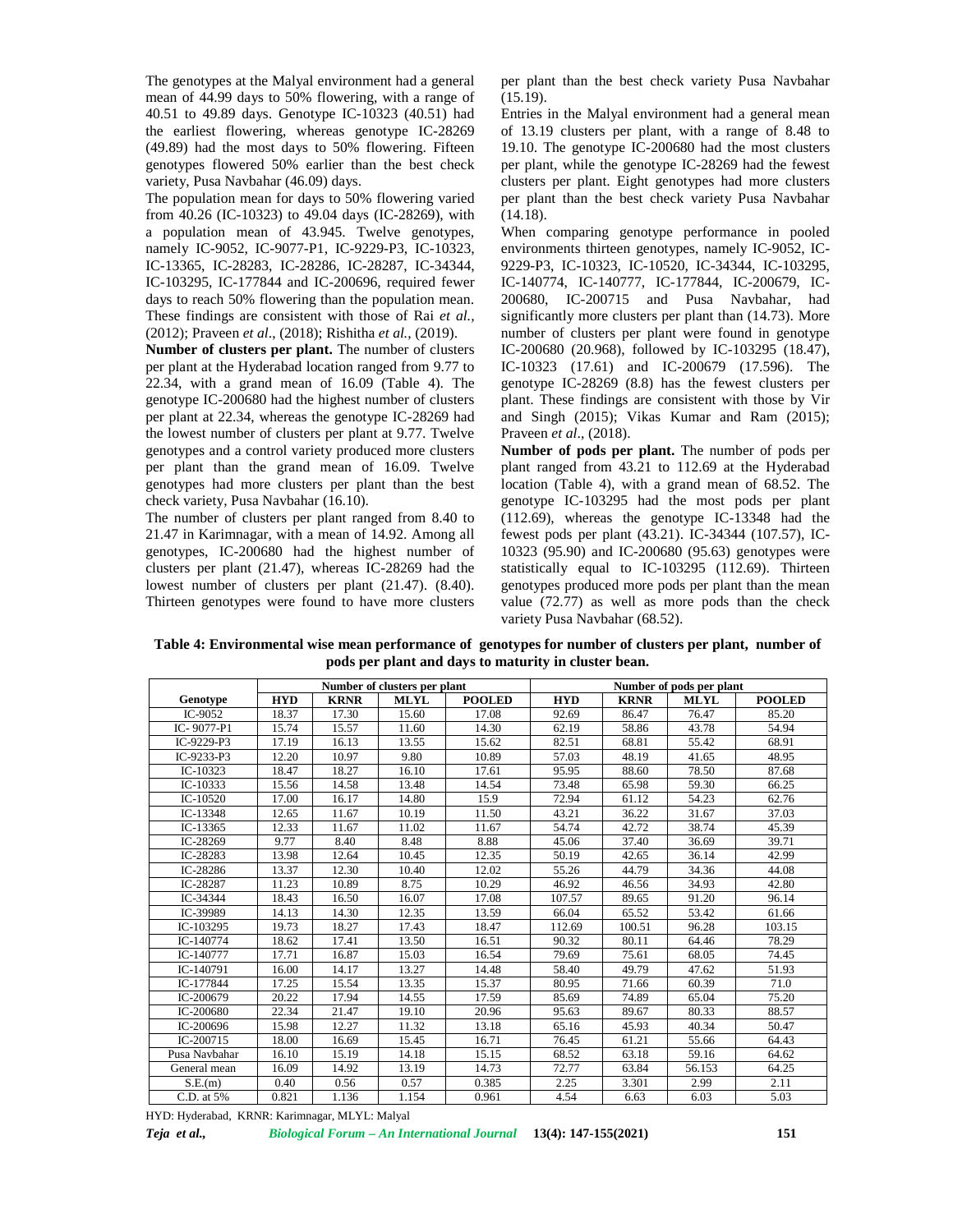The genotypes at the Malyal environment had a general mean of 44.99 days to 50% flowering, with a range of 40.51 to 49.89 days. Genotype IC-10323 (40.51) had the earliest flowering, whereas genotype IC-28269 (49.89) had the most days to 50% flowering. Fifteen genotypes flowered 50% earlier than the best check variety, Pusa Navbahar (46.09) days.

The population mean for days to 50% flowering varied from 40.26 (IC-10323) to 49.04 days (IC-28269), with a population mean of 43.945. Twelve genotypes, namely IC-9052, IC-9077-P1, IC-9229-P3, IC-10323, IC-13365, IC-28283, IC-28286, IC-28287, IC-34344, IC-103295, IC-177844 and IC-200696, required fewer days to reach 50% flowering than the population mean. These findings are consistent with those of Rai *et al.,* (2012); Praveen *et al*., (2018); Rishitha *et al.,* (2019).

**Number of clusters per plant.** The number of clusters per plant at the Hyderabad location ranged from 9.77 to 22.34, with a grand mean of 16.09 (Table 4). The genotype IC-200680 had the highest number of clusters per plant at 22.34, whereas the genotype IC-28269 had the lowest number of clusters per plant at 9.77. Twelve genotypes and a control variety produced more clusters per plant than the grand mean of 16.09. Twelve genotypes had more clusters per plant than the best check variety, Pusa Navbahar (16.10).

The number of clusters per plant ranged from 8.40 to 21.47 in Karimnagar, with a mean of 14.92. Among all genotypes, IC-200680 had the highest number of clusters per plant (21.47), whereas IC-28269 had the lowest number of clusters per plant (21.47). (8.40). Thirteen genotypes were found to have more clusters per plant than the best check variety Pusa Navbahar (15.19).

Entries in the Malyal environment had a general mean of 13.19 clusters per plant, with a range of 8.48 to 19.10. The genotype IC-200680 had the most clusters per plant, while the genotype IC-28269 had the fewest clusters per plant. Eight genotypes had more clusters per plant than the best check variety Pusa Navbahar (14.18).

When comparing genotype performance in pooled environments thirteen genotypes, namely IC-9052, IC-9229-P3, IC-10323, IC-10520, IC-34344, IC-103295, IC-140774, IC-140777, IC-177844, IC-200679, IC-200680, IC-200715 and Pusa Navbahar, had significantly more clusters per plant than (14.73). More number of clusters per plant were found in genotype IC-200680 (20.968), followed by IC-103295 (18.47), IC-10323 (17.61) and IC-200679 (17.596). The genotype IC-28269 (8.8) has the fewest clusters per plant. These findings are consistent with those by Vir and Singh (2015); Vikas Kumar and Ram (2015); Praveen *et al*., (2018).

**Number of pods per plant.** The number of pods per plant ranged from 43.21 to 112.69 at the Hyderabad location (Table 4), with a grand mean of 68.52. The genotype IC-103295 had the most pods per plant (112.69), whereas the genotype IC-13348 had the fewest pods per plant (43.21). IC-34344 (107.57), IC-10323 (95.90) and IC-200680 (95.63) genotypes were statistically equal to IC-103295 (112.69). Thirteen genotypes produced more pods per plant than the mean value (72.77) as well as more pods than the check variety Pusa Navbahar (68.52).

**Table 4: Environmental wise mean performance of genotypes for number of clusters per plant, number of pods per plant and days to maturity in cluster bean.**

| | Number of clusters per plant | | | | Number of pods per plant | | | |
|---|---|---|---|---|---|---|---|---|
| **Genotype** | **HYD** | **KRNR** | **MLYL** | **POOLED** | **HYD** | **KRNR** | **MLYL** | **POOLED** |
| IC-9052 | 18.37 | 17.30 | 15.60 | 17.08 | 92.69 | 86.47 | 76.47 | 85.20 |
| IC- 9077-P1 | 15.74 | 15.57 | 11.60 | 14.30 | 62.19 | 58.86 | 43.78 | 54.94 |
| IC-9229-P3 | 17.19 | 16.13 | 13.55 | 15.62 | 82.51 | 68.81 | 55.42 | 68.91 |
| IC-9233-P3 | 12.20 | 10.97 | 9.80 | 10.89 | 57.03 | 48.19 | 41.65 | 48.95 |
| IC-10323 | 18.47 | 18.27 | 16.10 | 17.61 | 95.95 | 88.60 | 78.50 | 87.68 |
| IC-10333 | 15.56 | 14.58 | 13.48 | 14.54 | 73.48 | 65.98 | 59.30 | 66.25 |
| IC-10520 | 17.00 | 16.17 | 14.80 | 15.9 | 72.94 | 61.12 | 54.23 | 62.76 |
| IC-13348 | 12.65 | 11.67 | 10.19 | 11.50 | 43.21 | 36.22 | 31.67 | 37.03 |
| IC-13365 | 12.33 | 11.67 | 11.02 | 11.67 | 54.74 | 42.72 | 38.74 | 45.39 |
| IC-28269 | 9.77 | 8.40 | 8.48 | 8.88 | 45.06 | 37.40 | 36.69 | 39.71 |
| IC-28283 | 13.98 | 12.64 | 10.45 | 12.35 | 50.19 | 42.65 | 36.14 | 42.99 |
| IC-28286 | 13.37 | 12.30 | 10.40 | 12.02 | 55.26 | 44.79 | 34.36 | 44.08 |
| IC-28287 | 11.23 | 10.89 | 8.75 | 10.29 | 46.92 | 46.56 | 34.93 | 42.80 |
| IC-34344 | 18.43 | 16.50 | 16.07 | 17.08 | 107.57 | 89.65 | 91.20 | 96.14 |
| IC-39989 | 14.13 | 14.30 | 12.35 | 13.59 | 66.04 | 65.52 | 53.42 | 61.66 |
| IC-103295 | 19.73 | 18.27 | 17.43 | 18.47 | 112.69 | 100.51 | 96.28 | 103.15 |
| IC-140774 | 18.62 | 17.41 | 13.50 | 16.51 | 90.32 | 80.11 | 64.46 | 78.29 |
| IC-140777 | 17.71 | 16.87 | 15.03 | 16.54 | 79.69 | 75.61 | 68.05 | 74.45 |
| IC-140791 | 16.00 | 14.17 | 13.27 | 14.48 | 58.40 | 49.79 | 47.62 | 51.93 |
| IC-177844 | 17.25 | 15.54 | 13.35 | 15.37 | 80.95 | 71.66 | 60.39 | 71.0 |
| IC-200679 | 20.22 | 17.94 | 14.55 | 17.59 | 85.69 | 74.89 | 65.04 | 75.20 |
| IC-200680 | 22.34 | 21.47 | 19.10 | 20.96 | 95.63 | 89.67 | 80.33 | 88.57 |
| IC-200696 | 15.98 | 12.27 | 11.32 | 13.18 | 65.16 | 45.93 | 40.34 | 50.47 |
| IC-200715 | 18.00 | 16.69 | 15.45 | 16.71 | 76.45 | 61.21 | 55.66 | 64.43 |
| Pusa Navbahar | 16.10 | 15.19 | 14.18 | 15.15 | 68.52 | 63.18 | 59.16 | 64.62 |
| General mean | 16.09 | 14.92 | 13.19 | 14.73 | 72.77 | 63.84 | 56.153 | 64.25 |
| S.E.(m) | 0.40 | 0.56 | 0.57 | 0.385 | 2.25 | 3.301 | 2.99 | 2.11 |
| C.D. at 5% | 0.821 | 1.136 | 1.154 | 0.961 | 4.54 | 6.63 | 6.03 | 5.03 |

HYD: Hyderabad, KRNR: Karimnagar, MLYL: Malyal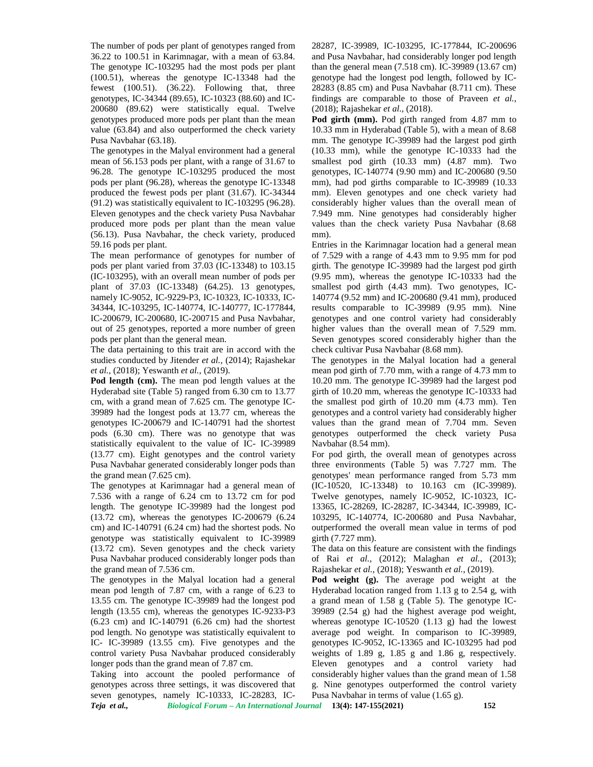The number of pods per plant of genotypes ranged from 36.22 to 100.51 in Karimnagar, with a mean of 63.84. The genotype IC-103295 had the most pods per plant (100.51), whereas the genotype IC-13348 had the fewest (100.51). (36.22). Following that, three genotypes, IC-34344 (89.65), IC-10323 (88.60) and IC-200680 (89.62) were statistically equal. Twelve genotypes produced more pods per plant than the mean value (63.84) and also outperformed the check variety Pusa Navbahar (63.18).

The genotypes in the Malyal environment had a general mean of 56.153 pods per plant, with a range of 31.67 to 96.28. The genotype IC-103295 produced the most pods per plant (96.28), whereas the genotype IC-13348 produced the fewest pods per plant (31.67). IC-34344 (91.2) was statistically equivalent to IC-103295 (96.28). Eleven genotypes and the check variety Pusa Navbahar produced more pods per plant than the mean value (56.13). Pusa Navbahar, the check variety, produced 59.16 pods per plant.

The mean performance of genotypes for number of pods per plant varied from 37.03 (IC-13348) to 103.15 (IC-103295), with an overall mean number of pods per plant of 37.03 (IC-13348) (64.25). 13 genotypes, namely IC-9052, IC-9229-P3, IC-10323, IC-10333, IC-34344, IC-103295, IC-140774, IC-140777, IC-177844, IC-200679, IC-200680, IC-200715 and Pusa Navbahar, out of 25 genotypes, reported a more number of green pods per plant than the general mean.

The data pertaining to this trait are in accord with the studies conducted by Jitender *et al.,* (2014); Rajashekar *et al.,* (2018); Yeswanth *et al.,* (2019).

**Pod length (cm).** The mean pod length values at the Hyderabad site (Table 5) ranged from 6.30 cm to 13.77 cm, with a grand mean of 7.625 cm. The genotype IC-39989 had the longest pods at 13.77 cm, whereas the genotypes IC-200679 and IC-140791 had the shortest pods (6.30 cm). There was no genotype that was statistically equivalent to the value of IC- IC-39989 (13.77 cm). Eight genotypes and the control variety Pusa Navbahar generated considerably longer pods than the grand mean (7.625 cm).

The genotypes at Karimnagar had a general mean of 7.536 with a range of 6.24 cm to 13.72 cm for pod length. The genotype IC-39989 had the longest pod (13.72 cm), whereas the genotypes IC-200679 (6.24 cm) and IC-140791 (6.24 cm) had the shortest pods. No genotype was statistically equivalent to IC-39989 (13.72 cm). Seven genotypes and the check variety Pusa Navbahar produced considerably longer pods than the grand mean of 7.536 cm.

The genotypes in the Malyal location had a general mean pod length of 7.87 cm, with a range of 6.23 to 13.55 cm. The genotype IC-39989 had the longest pod length (13.55 cm), whereas the genotypes IC-9233-P3 (6.23 cm) and IC-140791 (6.26 cm) had the shortest pod length. No genotype was statistically equivalent to IC- IC-39989 (13.55 cm). Five genotypes and the control variety Pusa Navbahar produced considerably longer pods than the grand mean of 7.87 cm.

Taking into account the pooled performance of genotypes across three settings, it was discovered that seven genotypes, namely IC-10333, IC-28283, IC-28287, IC-39989, IC-103295, IC-177844, IC-200696 and Pusa Navbahar, had considerably longer pod length than the general mean (7.518 cm). IC-39989 (13.67 cm) genotype had the longest pod length, followed by IC-28283 (8.85 cm) and Pusa Navbahar (8.711 cm). These findings are comparable to those of Praveen *et al.,* (2018); Rajashekar *et al*., (2018).

**Pod girth (mm).** Pod girth ranged from 4.87 mm to 10.33 mm in Hyderabad (Table 5), with a mean of 8.68 mm. The genotype IC-39989 had the largest pod girth (10.33 mm), while the genotype IC-10333 had the smallest pod girth (10.33 mm) (4.87 mm). Two genotypes, IC-140774 (9.90 mm) and IC-200680 (9.50 mm), had pod girths comparable to IC-39989 (10.33 mm). Eleven genotypes and one check variety had considerably higher values than the overall mean of 7.949 mm. Nine genotypes had considerably higher values than the check variety Pusa Navbahar (8.68 mm).

Entries in the Karimnagar location had a general mean of 7.529 with a range of 4.43 mm to 9.95 mm for pod girth. The genotype IC-39989 had the largest pod girth (9.95 mm), whereas the genotype IC-10333 had the smallest pod girth (4.43 mm). Two genotypes, IC-140774 (9.52 mm) and IC-200680 (9.41 mm), produced results comparable to IC-39989 (9.95 mm). Nine genotypes and one control variety had considerably higher values than the overall mean of 7.529 mm. Seven genotypes scored considerably higher than the check cultivar Pusa Navbahar (8.68 mm).

The genotypes in the Malyal location had a general mean pod girth of 7.70 mm, with a range of 4.73 mm to 10.20 mm. The genotype IC-39989 had the largest pod girth of 10.20 mm, whereas the genotype IC-10333 had the smallest pod girth of 10.20 mm (4.73 mm). Ten genotypes and a control variety had considerably higher values than the grand mean of 7.704 mm. Seven genotypes outperformed the check variety Pusa Navbahar (8.54 mm).

For pod girth, the overall mean of genotypes across three environments (Table 5) was 7.727 mm. The genotypes' mean performance ranged from 5.73 mm (IC-10520, IC-13348) to 10.163 cm (IC-39989). Twelve genotypes, namely IC-9052, IC-10323, IC-13365, IC-28269, IC-28287, IC-34344, IC-39989, IC-103295, IC-140774, IC-200680 and Pusa Navbahar, outperformed the overall mean value in terms of pod girth (7.727 mm).

The data on this feature are consistent with the findings of Rai *et al.,* (2012); Malaghan *et al.,* (2013); Rajashekar *et al.,* (2018); Yeswanth *et al.,* (2019).

**Pod weight (g).** The average pod weight at the Hyderabad location ranged from 1.13 g to 2.54 g, with a grand mean of 1.58 g (Table 5). The genotype IC-39989 (2.54 g) had the highest average pod weight, whereas genotype IC-10520 (1.13 g) had the lowest average pod weight. In comparison to IC-39989, genotypes IC-9052, IC-13365 and IC-103295 had pod weights of 1.89 g, 1.85 g and 1.86 g, respectively. Eleven genotypes and a control variety had considerably higher values than the grand mean of 1.58 g. Nine genotypes outperformed the control variety Pusa Navbahar in terms of value (1.65 g).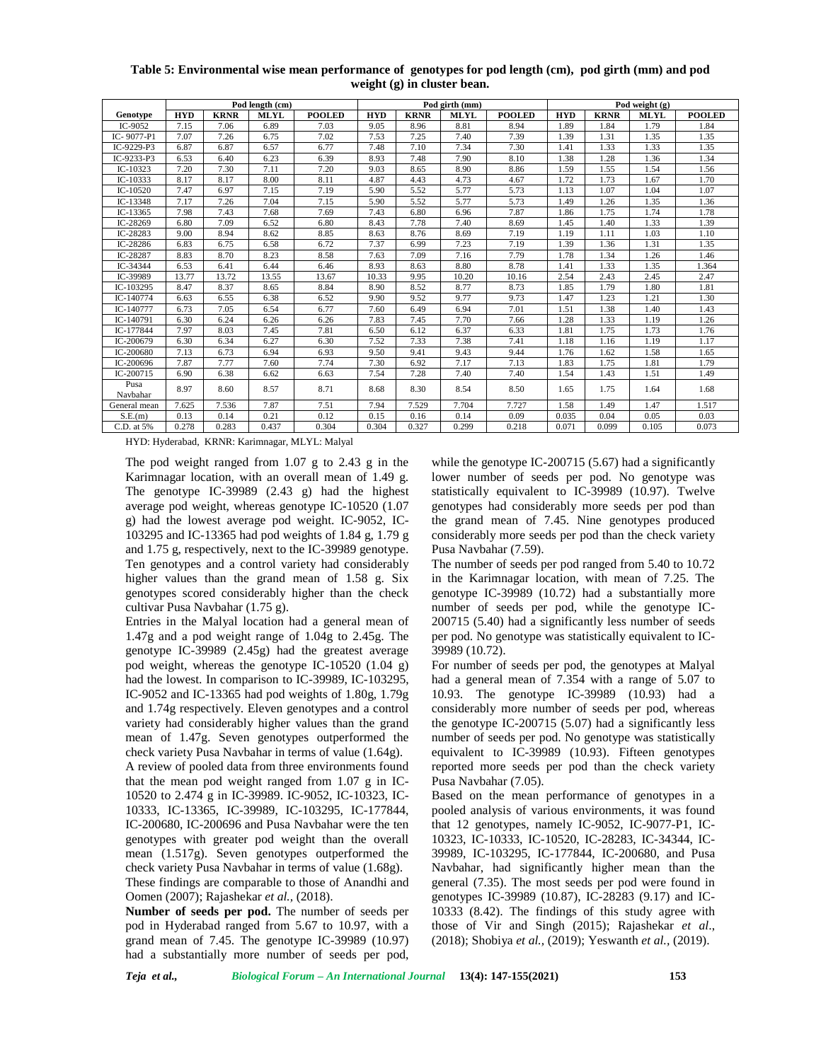**Table 5: Environmental wise mean performance of genotypes for pod length (cm), pod girth (mm) and pod weight (g) in cluster bean.**

| Genotype | Pod length (cm) | | | | Pod girth (mm) | | | | Pod weight (g) | | | |
|---|---|---|---|---|---|---|---|---|---|---|---|---|
| | HYD | KRNR | MLYL | POOLED | HYD | KRNR | MLYL | POOLED | HYD | KRNR | MLYL | POOLED |
| IC-9052 | 7.15 | 7.06 | 6.89 | 7.03 | 9.05 | 8.96 | 8.81 | 8.94 | 1.89 | 1.84 | 1.79 | 1.84 |
| IC- 9077-P1 | 7.07 | 7.26 | 6.75 | 7.02 | 7.53 | 7.25 | 7.40 | 7.39 | 1.39 | 1.31 | 1.35 | 1.35 |
| IC-9229-P3 | 6.87 | 6.87 | 6.57 | 6.77 | 7.48 | 7.10 | 7.34 | 7.30 | 1.41 | 1.33 | 1.33 | 1.35 |
| IC-9233-P3 | 6.53 | 6.40 | 6.23 | 6.39 | 8.93 | 7.48 | 7.90 | 8.10 | 1.38 | 1.28 | 1.36 | 1.34 |
| IC-10323 | 7.20 | 7.30 | 7.11 | 7.20 | 9.03 | 8.65 | 8.90 | 8.86 | 1.59 | 1.55 | 1.54 | 1.56 |
| IC-10333 | 8.17 | 8.17 | 8.00 | 8.11 | 4.87 | 4.43 | 4.73 | 4.67 | 1.72 | 1.73 | 1.67 | 1.70 |
| IC-10520 | 7.47 | 6.97 | 7.15 | 7.19 | 5.90 | 5.52 | 5.77 | 5.73 | 1.13 | 1.07 | 1.04 | 1.07 |
| IC-13348 | 7.17 | 7.26 | 7.04 | 7.15 | 5.90 | 5.52 | 5.77 | 5.73 | 1.49 | 1.26 | 1.35 | 1.36 |
| IC-13365 | 7.98 | 7.43 | 7.68 | 7.69 | 7.43 | 6.80 | 6.96 | 7.87 | 1.86 | 1.75 | 1.74 | 1.78 |
| IC-28269 | 6.80 | 7.09 | 6.52 | 6.80 | 8.43 | 7.78 | 7.40 | 8.69 | 1.45 | 1.40 | 1.33 | 1.39 |
| IC-28283 | 9.00 | 8.94 | 8.62 | 8.85 | 8.63 | 8.76 | 8.69 | 7.19 | 1.19 | 1.11 | 1.03 | 1.10 |
| IC-28286 | 6.83 | 6.75 | 6.58 | 6.72 | 7.37 | 6.99 | 7.23 | 7.19 | 1.39 | 1.36 | 1.31 | 1.35 |
| IC-28287 | 8.83 | 8.70 | 8.23 | 8.58 | 7.63 | 7.09 | 7.16 | 7.79 | 1.78 | 1.34 | 1.26 | 1.46 |
| IC-34344 | 6.53 | 6.41 | 6.44 | 6.46 | 8.93 | 8.63 | 8.80 | 8.78 | 1.41 | 1.33 | 1.35 | 1.364 |
| IC-39989 | 13.77 | 13.72 | 13.55 | 13.67 | 10.33 | 9.95 | 10.20 | 10.16 | 2.54 | 2.43 | 2.45 | 2.47 |
| IC-103295 | 8.47 | 8.37 | 8.65 | 8.84 | 8.90 | 8.52 | 8.77 | 8.73 | 1.85 | 1.79 | 1.80 | 1.81 |
| IC-140774 | 6.63 | 6.55 | 6.38 | 6.52 | 9.90 | 9.52 | 9.77 | 9.73 | 1.47 | 1.23 | 1.21 | 1.30 |
| IC-140777 | 6.73 | 7.05 | 6.54 | 6.77 | 7.60 | 6.49 | 6.94 | 7.01 | 1.51 | 1.38 | 1.40 | 1.43 |
| IC-140791 | 6.30 | 6.24 | 6.26 | 6.26 | 7.83 | 7.45 | 7.70 | 7.66 | 1.28 | 1.33 | 1.19 | 1.26 |
| IC-177844 | 7.97 | 8.03 | 7.45 | 7.81 | 6.50 | 6.12 | 6.37 | 6.33 | 1.81 | 1.75 | 1.73 | 1.76 |
| IC-200679 | 6.30 | 6.34 | 6.27 | 6.30 | 7.52 | 7.33 | 7.38 | 7.41 | 1.18 | 1.16 | 1.19 | 1.17 |
| IC-200680 | 7.13 | 6.73 | 6.94 | 6.93 | 9.50 | 9.41 | 9.43 | 9.44 | 1.76 | 1.62 | 1.58 | 1.65 |
| IC-200696 | 7.87 | 7.77 | 7.60 | 7.74 | 7.30 | 6.92 | 7.17 | 7.13 | 1.83 | 1.75 | 1.81 | 1.79 |
| IC-200715 | 6.90 | 6.38 | 6.62 | 6.63 | 7.54 | 7.28 | 7.40 | 7.40 | 1.54 | 1.43 | 1.51 | 1.49 |
| Pusa Navbahar | 8.97 | 8.60 | 8.57 | 8.71 | 8.68 | 8.30 | 8.54 | 8.50 | 1.65 | 1.75 | 1.64 | 1.68 |
| General mean | 7.625 | 7.536 | 7.87 | 7.51 | 7.94 | 7.529 | 7.704 | 7.727 | 1.58 | 1.49 | 1.47 | 1.517 |
| S.E.(m) | 0.13 | 0.14 | 0.21 | 0.12 | 0.15 | 0.16 | 0.14 | 0.09 | 0.035 | 0.04 | 0.05 | 0.03 |
| C.D. at 5% | 0.278 | 0.283 | 0.437 | 0.304 | 0.304 | 0.327 | 0.299 | 0.218 | 0.071 | 0.099 | 0.105 | 0.073 |

HYD: Hyderabad, KRNR: Karimnagar, MLYL: Malyal

The pod weight ranged from 1.07 g to 2.43 g in the Karimnagar location, with an overall mean of 1.49 g. The genotype IC-39989 (2.43 g) had the highest average pod weight, whereas genotype IC-10520 (1.07 g) had the lowest average pod weight. IC-9052, IC-103295 and IC-13365 had pod weights of 1.84 g, 1.79 g and 1.75 g, respectively, next to the IC-39989 genotype. Ten genotypes and a control variety had considerably higher values than the grand mean of 1.58 g. Six genotypes scored considerably higher than the check cultivar Pusa Navbahar (1.75 g).

Entries in the Malyal location had a general mean of 1.47g and a pod weight range of 1.04g to 2.45g. The genotype IC-39989 (2.45g) had the greatest average pod weight, whereas the genotype IC-10520 (1.04 g) had the lowest. In comparison to IC-39989, IC-103295, IC-9052 and IC-13365 had pod weights of 1.80g, 1.79g and 1.74g respectively. Eleven genotypes and a control variety had considerably higher values than the grand mean of 1.47g. Seven genotypes outperformed the check variety Pusa Navbahar in terms of value (1.64g).

A review of pooled data from three environments found that the mean pod weight ranged from 1.07 g in IC-10520 to 2.474 g in IC-39989. IC-9052, IC-10323, IC-10333, IC-13365, IC-39989, IC-103295, IC-177844, IC-200680, IC-200696 and Pusa Navbahar were the ten genotypes with greater pod weight than the overall mean (1.517g). Seven genotypes outperformed the check variety Pusa Navbahar in terms of value (1.68g).

These findings are comparable to those of Anandhi and Oomen (2007); Rajashekar *et al.,* (2018).

**Number of seeds per pod.** The number of seeds per pod in Hyderabad ranged from 5.67 to 10.97, with a grand mean of 7.45. The genotype IC-39989 (10.97) had a substantially more number of seeds per pod, while the genotype IC-200715 (5.67) had a significantly lower number of seeds per pod. No genotype was statistically equivalent to IC-39989 (10.97). Twelve genotypes had considerably more seeds per pod than the grand mean of 7.45. Nine genotypes produced considerably more seeds per pod than the check variety Pusa Navbahar (7.59).

The number of seeds per pod ranged from 5.40 to 10.72 in the Karimnagar location, with mean of 7.25. The genotype IC-39989 (10.72) had a substantially more number of seeds per pod, while the genotype IC-200715 (5.40) had a significantly less number of seeds per pod. No genotype was statistically equivalent to IC-39989 (10.72).

For number of seeds per pod, the genotypes at Malyal had a general mean of 7.354 with a range of 5.07 to 10.93. The genotype IC-39989 (10.93) had a considerably more number of seeds per pod, whereas the genotype IC-200715 (5.07) had a significantly less number of seeds per pod. No genotype was statistically equivalent to IC-39989 (10.93). Fifteen genotypes reported more seeds per pod than the check variety Pusa Navbahar (7.05).

Based on the mean performance of genotypes in a pooled analysis of various environments, it was found that 12 genotypes, namely IC-9052, IC-9077-P1, IC-10323, IC-10333, IC-10520, IC-28283, IC-34344, IC-39989, IC-103295, IC-177844, IC-200680, and Pusa Navbahar, had significantly higher mean than the general (7.35). The most seeds per pod were found in genotypes IC-39989 (10.87), IC-28283 (9.17) and IC-10333 (8.42). The findings of this study agree with those of Vir and Singh (2015); Rajashekar *et al*., (2018); Shobiya *et al.,* (2019); Yeswanth *et al.,* (2019).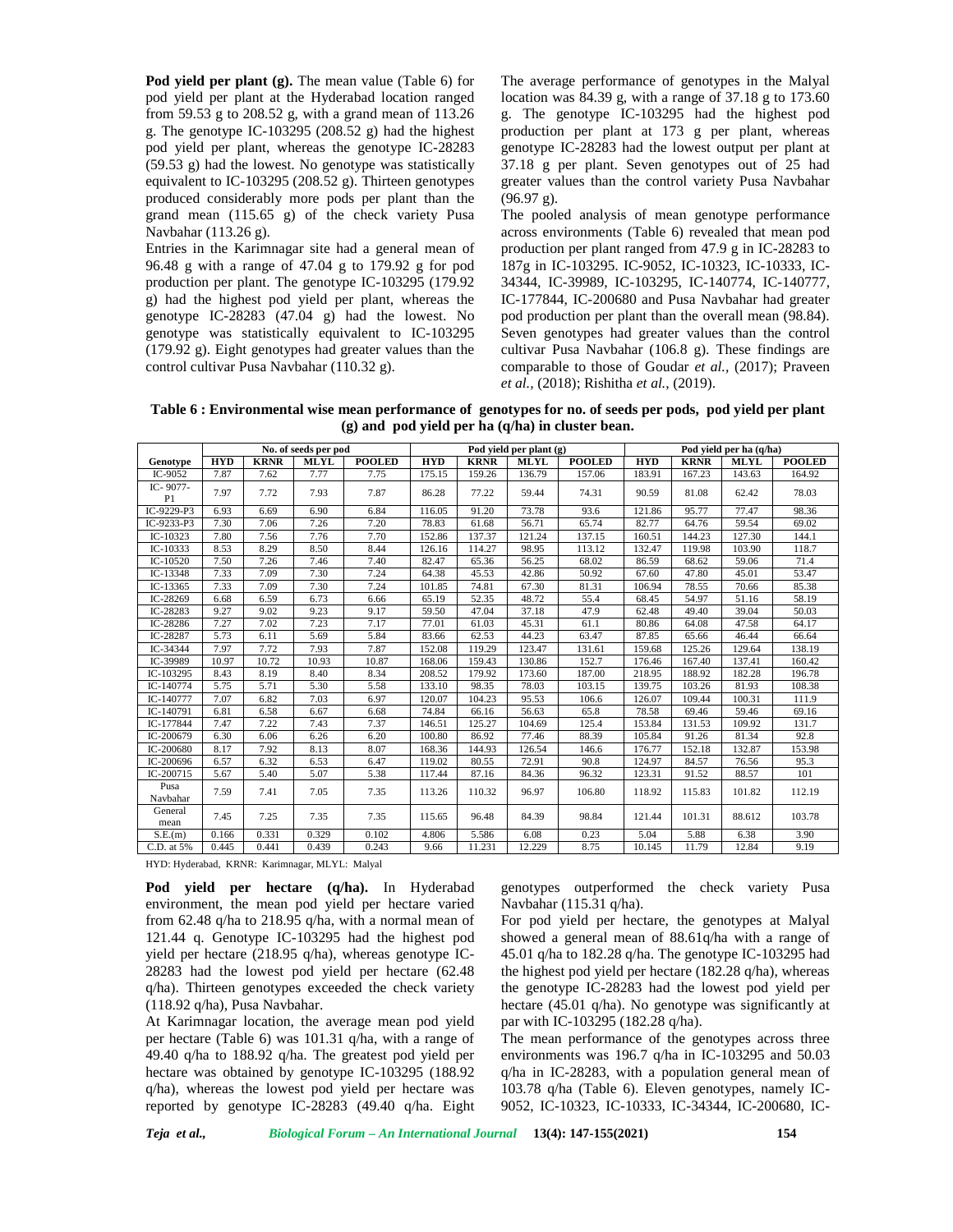**Pod yield per plant (g).** The mean value (Table 6) for pod yield per plant at the Hyderabad location ranged from 59.53 g to 208.52 g, with a grand mean of 113.26 g. The genotype IC-103295 (208.52 g) had the highest pod yield per plant, whereas the genotype IC-28283 (59.53 g) had the lowest. No genotype was statistically equivalent to IC-103295 (208.52 g). Thirteen genotypes produced considerably more pods per plant than the grand mean (115.65 g) of the check variety Pusa Navbahar (113.26 g).

Entries in the Karimnagar site had a general mean of 96.48 g with a range of 47.04 g to 179.92 g for pod production per plant. The genotype IC-103295 (179.92 g) had the highest pod yield per plant, whereas the genotype IC-28283 (47.04 g) had the lowest. No genotype was statistically equivalent to IC-103295 (179.92 g). Eight genotypes had greater values than the control cultivar Pusa Navbahar (110.32 g).

The average performance of genotypes in the Malyal location was 84.39 g, with a range of 37.18 g to 173.60 g. The genotype IC-103295 had the highest pod production per plant at 173 g per plant, whereas genotype IC-28283 had the lowest output per plant at 37.18 g per plant. Seven genotypes out of 25 had greater values than the control variety Pusa Navbahar (96.97 g).

The pooled analysis of mean genotype performance across environments (Table 6) revealed that mean pod production per plant ranged from 47.9 g in IC-28283 to 187g in IC-103295. IC-9052, IC-10323, IC-10333, IC-34344, IC-39989, IC-103295, IC-140774, IC-140777, IC-177844, IC-200680 and Pusa Navbahar had greater pod production per plant than the overall mean (98.84). Seven genotypes had greater values than the control cultivar Pusa Navbahar (106.8 g). These findings are comparable to those of Goudar *et al.,* (2017); Praveen *et al.,* (2018); Rishitha *et al.,* (2019).

**Table 6 : Environmental wise mean performance of genotypes for no. of seeds per pods, pod yield per plant (g) and pod yield per ha (q/ha) in cluster bean.**

| Genotype | No. of seeds per pod | | | | Pod yield per plant (g) | | | | Pod yield per ha (q/ha) | | | |
|---|---|---|---|---|---|---|---|---|---|---|---|---|
| | HYD | KRNR | MLYL | POOLED | HYD | KRNR | MLYL | POOLED | HYD | KRNR | MLYL | POOLED |
| IC-9052 | 7.87 | 7.62 | 7.77 | 7.75 | 175.15 | 159.26 | 136.79 | 157.06 | 183.91 | 167.23 | 143.63 | 164.92 |
| IC- 9077-P1 | 7.97 | 7.72 | 7.93 | 7.87 | 86.28 | 77.22 | 59.44 | 74.31 | 90.59 | 81.08 | 62.42 | 78.03 |
| IC-9229-P3 | 6.93 | 6.69 | 6.90 | 6.84 | 116.05 | 91.20 | 73.78 | 93.6 | 121.86 | 95.77 | 77.47 | 98.36 |
| IC-9233-P3 | 7.30 | 7.06 | 7.26 | 7.20 | 78.83 | 61.68 | 56.71 | 65.74 | 82.77 | 64.76 | 59.54 | 69.02 |
| IC-10323 | 7.80 | 7.56 | 7.76 | 7.70 | 152.86 | 137.37 | 121.24 | 137.15 | 160.51 | 144.23 | 127.30 | 144.1 |
| IC-10333 | 8.53 | 8.29 | 8.50 | 8.44 | 126.16 | 114.27 | 98.95 | 113.12 | 132.47 | 119.98 | 103.90 | 118.7 |
| IC-10520 | 7.50 | 7.26 | 7.46 | 7.40 | 82.47 | 65.36 | 56.25 | 68.02 | 86.59 | 68.62 | 59.06 | 71.4 |
| IC-13348 | 7.33 | 7.09 | 7.30 | 7.24 | 64.38 | 45.53 | 42.86 | 50.92 | 67.60 | 47.80 | 45.01 | 53.47 |
| IC-13365 | 7.33 | 7.09 | 7.30 | 7.24 | 101.85 | 74.81 | 67.30 | 81.31 | 106.94 | 78.55 | 70.66 | 85.38 |
| IC-28269 | 6.68 | 6.59 | 6.73 | 6.66 | 65.19 | 52.35 | 48.72 | 55.4 | 68.45 | 54.97 | 51.16 | 58.19 |
| IC-28283 | 9.27 | 9.02 | 9.23 | 9.17 | 59.50 | 47.04 | 37.18 | 47.9 | 62.48 | 49.40 | 39.04 | 50.03 |
| IC-28286 | 7.27 | 7.02 | 7.23 | 7.17 | 77.01 | 61.03 | 45.31 | 61.1 | 80.86 | 64.08 | 47.58 | 64.17 |
| IC-28287 | 5.73 | 6.11 | 5.69 | 5.84 | 83.66 | 62.53 | 44.23 | 63.47 | 87.85 | 65.66 | 46.44 | 66.64 |
| IC-34344 | 7.97 | 7.72 | 7.93 | 7.87 | 152.08 | 119.29 | 123.47 | 131.61 | 159.68 | 125.26 | 129.64 | 138.19 |
| IC-39989 | 10.97 | 10.72 | 10.93 | 10.87 | 168.06 | 159.43 | 130.86 | 152.7 | 176.46 | 167.40 | 137.41 | 160.42 |
| IC-103295 | 8.43 | 8.19 | 8.40 | 8.34 | 208.52 | 179.92 | 173.60 | 187.00 | 218.95 | 188.92 | 182.28 | 196.78 |
| IC-140774 | 5.75 | 5.71 | 5.30 | 5.58 | 133.10 | 98.35 | 78.03 | 103.15 | 139.75 | 103.26 | 81.93 | 108.38 |
| IC-140777 | 7.07 | 6.82 | 7.03 | 6.97 | 120.07 | 104.23 | 95.53 | 106.6 | 126.07 | 109.44 | 100.31 | 111.9 |
| IC-140791 | 6.81 | 6.58 | 6.67 | 6.68 | 74.84 | 66.16 | 56.63 | 65.8 | 78.58 | 69.46 | 59.46 | 69.16 |
| IC-177844 | 7.47 | 7.22 | 7.43 | 7.37 | 146.51 | 125.27 | 104.69 | 125.4 | 153.84 | 131.53 | 109.92 | 131.7 |
| IC-200679 | 6.30 | 6.06 | 6.26 | 6.20 | 100.80 | 86.92 | 77.46 | 88.39 | 105.84 | 91.26 | 81.34 | 92.8 |
| IC-200680 | 8.17 | 7.92 | 8.13 | 8.07 | 168.36 | 144.93 | 126.54 | 146.6 | 176.77 | 152.18 | 132.87 | 153.98 |
| IC-200696 | 6.57 | 6.32 | 6.53 | 6.47 | 119.02 | 80.55 | 72.91 | 90.8 | 124.97 | 84.57 | 76.56 | 95.3 |
| IC-200715 | 5.67 | 5.40 | 5.07 | 5.38 | 117.44 | 87.16 | 84.36 | 96.32 | 123.31 | 91.52 | 88.57 | 101 |
| Pusa Navbahar | 7.59 | 7.41 | 7.05 | 7.35 | 113.26 | 110.32 | 96.97 | 106.80 | 118.92 | 115.83 | 101.82 | 112.19 |
| General mean | 7.45 | 7.25 | 7.35 | 7.35 | 115.65 | 96.48 | 84.39 | 98.84 | 121.44 | 101.31 | 88.612 | 103.78 |
| S.E.(m) | 0.166 | 0.331 | 0.329 | 0.102 | 4.806 | 5.586 | 6.08 | 0.23 | 5.04 | 5.88 | 6.38 | 3.90 |
| C.D. at 5% | 0.445 | 0.441 | 0.439 | 0.243 | 9.66 | 11.231 | 12.229 | 8.75 | 10.145 | 11.79 | 12.84 | 9.19 |

HYD: Hyderabad, KRNR: Karimnagar, MLYL: Malyal

**Pod yield per hectare (q/ha).** In Hyderabad environment, the mean pod yield per hectare varied from 62.48 q/ha to 218.95 q/ha, with a normal mean of 121.44 q. Genotype IC-103295 had the highest pod yield per hectare (218.95 q/ha), whereas genotype IC-28283 had the lowest pod yield per hectare (62.48 q/ha). Thirteen genotypes exceeded the check variety (118.92 q/ha), Pusa Navbahar.

At Karimnagar location, the average mean pod yield per hectare (Table 6) was 101.31 q/ha, with a range of 49.40 q/ha to 188.92 q/ha. The greatest pod yield per hectare was obtained by genotype IC-103295 (188.92 q/ha), whereas the lowest pod yield per hectare was reported by genotype IC-28283 (49.40 q/ha. Eight genotypes outperformed the check variety Pusa Navbahar (115.31 q/ha).

For pod yield per hectare, the genotypes at Malyal showed a general mean of 88.61q/ha with a range of 45.01 q/ha to 182.28 q/ha. The genotype IC-103295 had the highest pod yield per hectare (182.28 q/ha), whereas the genotype IC-28283 had the lowest pod yield per hectare (45.01 q/ha). No genotype was significantly at par with IC-103295 (182.28 q/ha).

The mean performance of the genotypes across three environments was 196.7 q/ha in IC-103295 and 50.03 q/ha in IC-28283, with a population general mean of 103.78 q/ha (Table 6). Eleven genotypes, namely IC-9052, IC-10323, IC-10333, IC-34344, IC-200680, IC-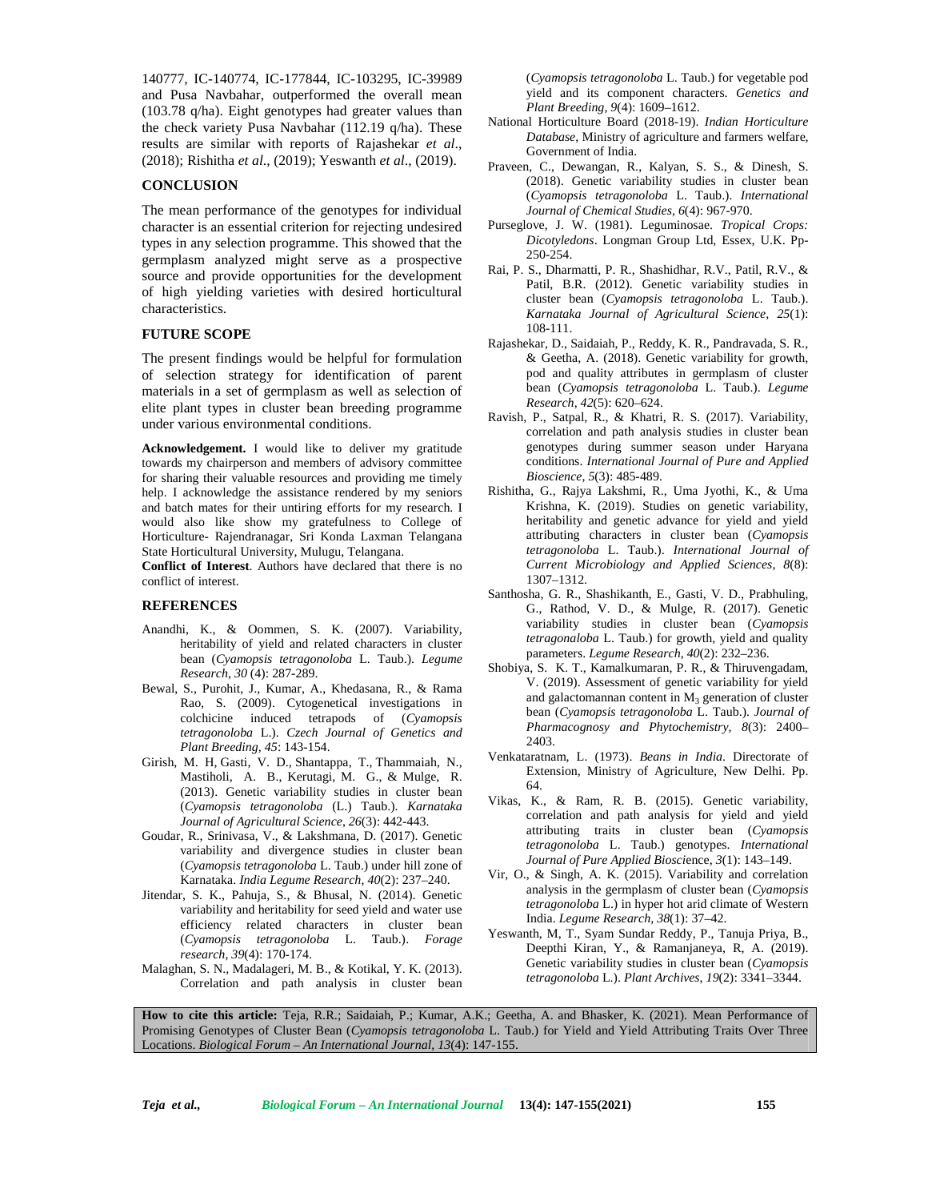140777, IC-140774, IC-177844, IC-103295, IC-39989 and Pusa Navbahar, outperformed the overall mean (103.78 q/ha). Eight genotypes had greater values than the check variety Pusa Navbahar (112.19 q/ha). These results are similar with reports of Rajashekar *et al*., (2018); Rishitha *et al*., (2019); Yeswanth *et al*., (2019).

## CONCLUSION

The mean performance of the genotypes for individual character is an essential criterion for rejecting undesired types in any selection programme. This showed that the germplasm analyzed might serve as a prospective source and provide opportunities for the development of high yielding varieties with desired horticultural characteristics.

## FUTURE SCOPE

The present findings would be helpful for formulation of selection strategy for identification of parent materials in a set of germplasm as well as selection of elite plant types in cluster bean breeding programme under various environmental conditions.

**Acknowledgement.** I would like to deliver my gratitude towards my chairperson and members of advisory committee for sharing their valuable resources and providing me timely help. I acknowledge the assistance rendered by my seniors and batch mates for their untiring efforts for my research. I would also like show my gratefulness to College of Horticulture- Rajendranagar, Sri Konda Laxman Telangana State Horticultural University, Mulugu, Telangana.

**Conflict of Interest**. Authors have declared that there is no conflict of interest.

## REFERENCES

Anandhi, K., & Oommen, S. K. (2007). Variability, heritability of yield and related characters in cluster bean (*Cyamopsis tetragonoloba* L. Taub.). *Legume Research*, *30* (4): 287-289.

Bewal, S., Purohit, J., Kumar, A., Khedasana, R., & Rama Rao, S. (2009). Cytogenetical investigations in colchicine induced tetrapods of (*Cyamopsis tetragonoloba* L.). *Czech Journal of Genetics and Plant Breeding*, *45*: 143-154.

Girish, M. H, Gasti, V. D., Shantappa, T., Thammaiah, N., Mastiholi, A. B., Kerutagi, M. G., & Mulge, R. (2013). Genetic variability studies in cluster bean (*Cyamopsis tetragonoloba* (L.) Taub.). *Karnataka Journal of Agricultural Science*, *26*(3): 442-443.

Goudar, R., Srinivasa, V., & Lakshmana, D. (2017). Genetic variability and divergence studies in cluster bean (*Cyamopsis tetragonoloba* L. Taub.) under hill zone of Karnataka. *India Legume Research*, *40*(2): 237–240.

Jitendar, S. K., Pahuja, S., & Bhusal, N. (2014). Genetic variability and heritability for seed yield and water use efficiency related characters in cluster bean (*Cyamopsis tetragonoloba* L. Taub.). *Forage research*, *39*(4): 170-174.

Malaghan, S. N., Madalageri, M. B., & Kotikal, Y. K. (2013). Correlation and path analysis in cluster bean (*Cyamopsis tetragonoloba* L. Taub.) for vegetable pod yield and its component characters. *Genetics and Plant Breeding*, *9*(4): 1609–1612.

National Horticulture Board (2018-19). *Indian Horticulture Database*, Ministry of agriculture and farmers welfare, Government of India.

Praveen, C., Dewangan, R., Kalyan, S. S., & Dinesh, S. (2018). Genetic variability studies in cluster bean (*Cyamopsis tetragonoloba* L. Taub.). *International Journal of Chemical Studies*, *6*(4): 967-970.

Purseglove, J. W. (1981). Leguminosae. *Tropical Crops: Dicotyledons*. Longman Group Ltd, Essex, U.K. Pp-250-254.

Rai, P. S., Dharmatti, P. R., Shashidhar, R.V., Patil, R.V., & Patil, B.R. (2012). Genetic variability studies in cluster bean (*Cyamopsis tetragonoloba* L. Taub.). *Karnataka Journal of Agricultural Science*, *25*(1): 108-111.

Rajashekar, D., Saidaiah, P., Reddy, K. R., Pandravada, S. R., & Geetha, A. (2018). Genetic variability for growth, pod and quality attributes in germplasm of cluster bean (*Cyamopsis tetragonoloba* L. Taub.). *Legume Research*, *42*(5): 620–624.

Ravish, P., Satpal, R., & Khatri, R. S. (2017). Variability, correlation and path analysis studies in cluster bean genotypes during summer season under Haryana conditions. *International Journal of Pure and Applied Bioscience*, *5*(3): 485-489.

Rishitha, G., Rajya Lakshmi, R., Uma Jyothi, K., & Uma Krishna, K. (2019). Studies on genetic variability, heritability and genetic advance for yield and yield attributing characters in cluster bean (*Cyamopsis tetragonoloba* L. Taub.). *International Journal of Current Microbiology and Applied Sciences*, *8*(8): 1307–1312.

Santhosha, G. R., Shashikanth, E., Gasti, V. D., Prabhuling, G., Rathod, V. D., & Mulge, R. (2017). Genetic variability studies in cluster bean (*Cyamopsis tetragonaloba* L. Taub.) for growth, yield and quality parameters. *Legume Research*, *40*(2): 232–236.

Shobiya, S. K. T., Kamalkumaran, P. R., & Thiruvengadam, V. (2019). Assessment of genetic variability for yield and galactomannan content in $M_3$ generation of cluster bean (*Cyamopsis tetragonoloba* L. Taub.). *Journal of Pharmacognosy and Phytochemistry*, *8*(3): 2400–2403.

Venkataratnam, L. (1973). *Beans in India*. Directorate of Extension, Ministry of Agriculture, New Delhi. Pp. 64.

Vikas, K., & Ram, R. B. (2015). Genetic variability, correlation and path analysis for yield and yield attributing traits in cluster bean (*Cyamopsis tetragonoloba* L. Taub.) genotypes. *International Journal of Pure Applied Bioscie*nce, *3*(1): 143–149.

Vir, O., & Singh, A. K. (2015). Variability and correlation analysis in the germplasm of cluster bean (*Cyamopsis tetragonoloba* L.) in hyper hot arid climate of Western India. *Legume Research*, *38*(1): 37–42.

Yeswanth, M, T., Syam Sundar Reddy, P., Tanuja Priya, B., Deepthi Kiran, Y., & Ramanjaneya, R, A. (2019). Genetic variability studies in cluster bean (*Cyamopsis tetragonoloba* L.). *Plant Archives*, *19*(2): 3341–3344.

**How to cite this article:** Teja, R.R.; Saidaiah, P.; Kumar, A.K.; Geetha, A. and Bhasker, K. (2021). Mean Performance of Promising Genotypes of Cluster Bean (*Cyamopsis tetragonoloba* L. Taub.) for Yield and Yield Attributing Traits Over Three Locations. *Biological Forum – An International Journal*, *13*(4): 147-155.